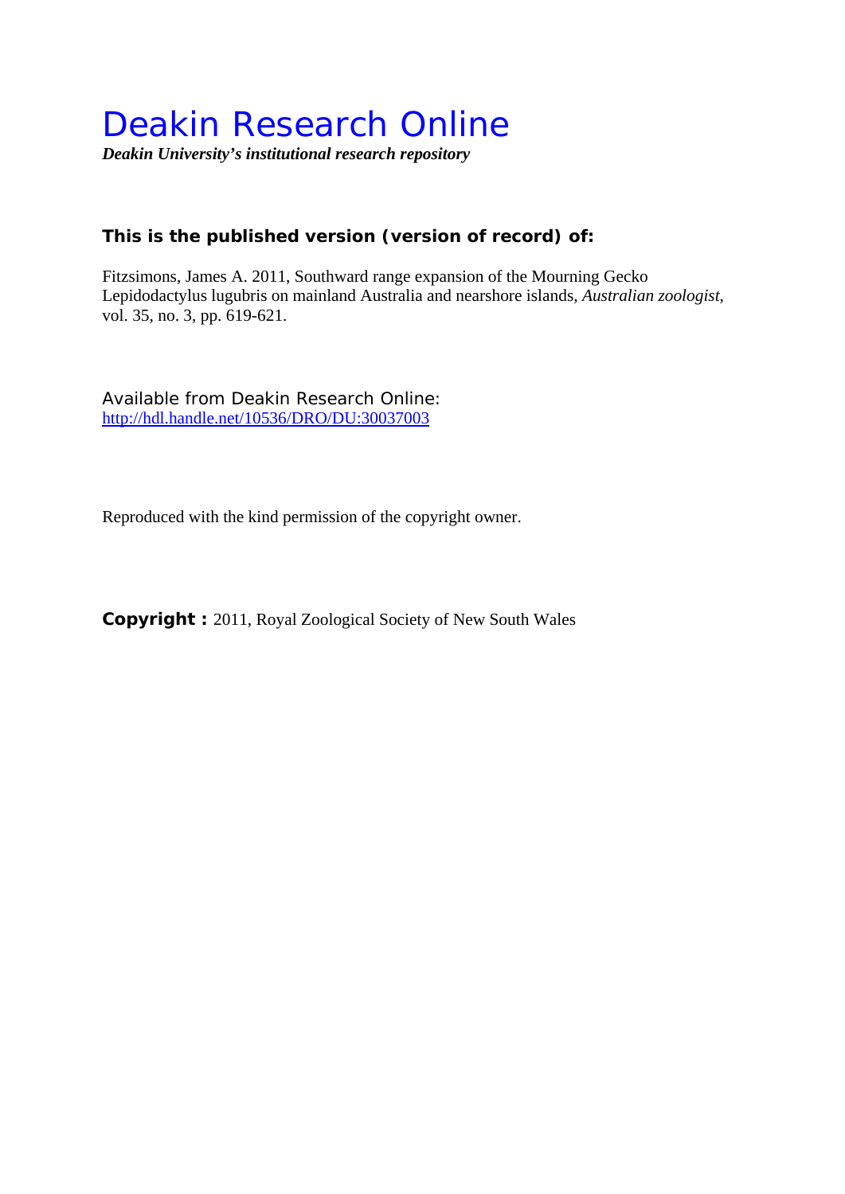# Deakin Research Online

***Deakin University's institutional research repository***

**This is the published version (version of record) of:**

Fitzsimons, James A. 2011, Southward range expansion of the Mourning Gecko Lepidodactylus lugubris on mainland Australia and nearshore islands, *Australian zoologist*, vol. 35, no. 3, pp. 619-621.

Available from Deakin Research Online:
http://hdl.handle.net/10536/DRO/DU:30037003

Reproduced with the kind permission of the copyright owner.

**Copyright :** 2011, Royal Zoological Society of New South Wales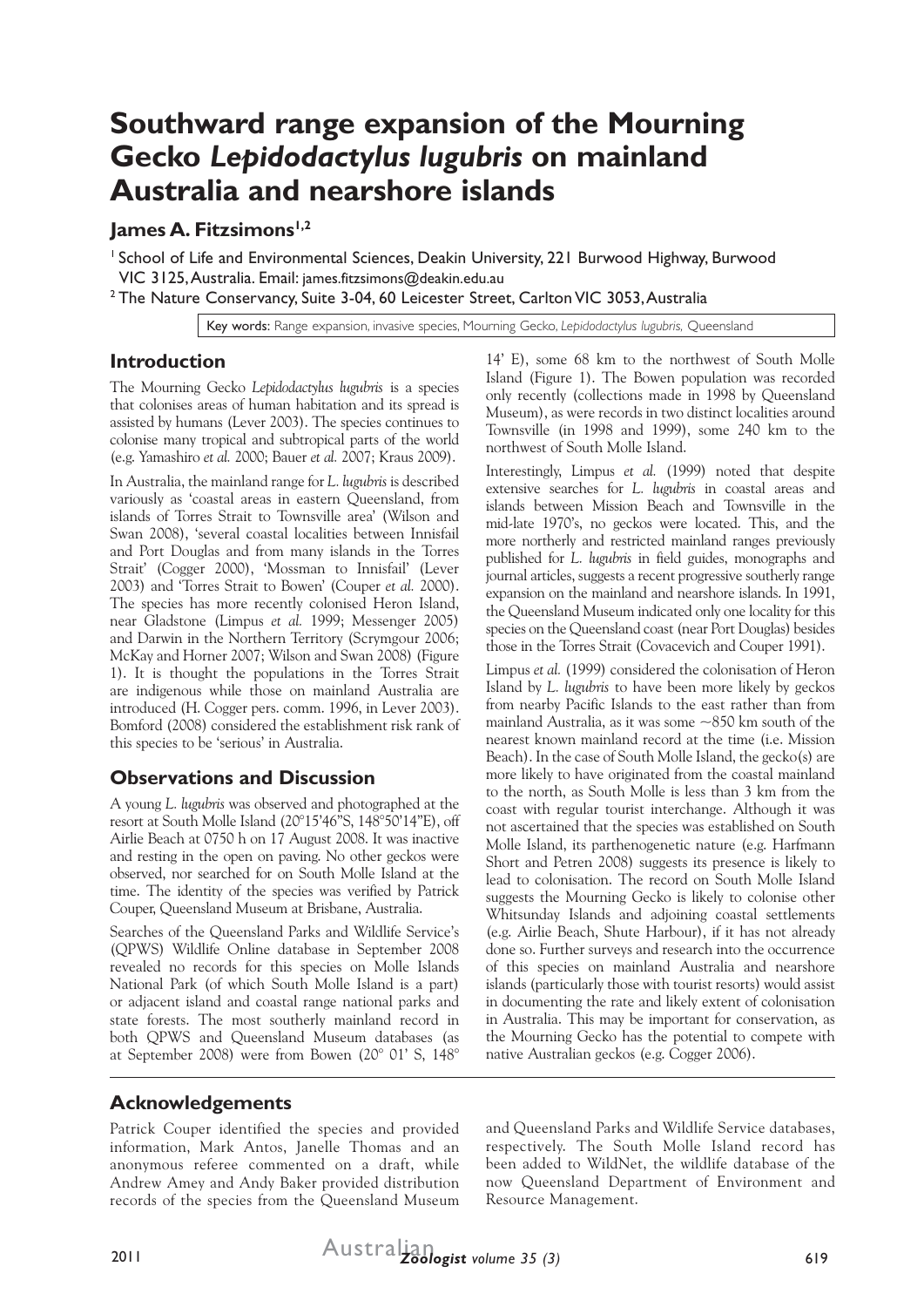# Southward range expansion of the Mourning Gecko *Lepidodactylus lugubris* on mainland Australia and nearshore islands

**James A. Fitzsimons[1,2]**

[1] School of Life and Environmental Sciences, Deakin University, 221 Burwood Highway, Burwood VIC 3125, Australia. Email: james.fitzsimons@deakin.edu.au

[2] The Nature Conservancy, Suite 3-04, 60 Leicester Street, Carlton VIC 3053, Australia

Key words: Range expansion, invasive species, Mourning Gecko, *Lepidodactylus lugubris*, Queensland

## Introduction

The Mourning Gecko *Lepidodactylus lugubris* is a species that colonises areas of human habitation and its spread is assisted by humans (Lever 2003). The species continues to colonise many tropical and subtropical parts of the world (e.g. Yamashiro *et al.* 2000; Bauer *et al.* 2007; Kraus 2009).

In Australia, the mainland range for *L. lugubris* is described variously as 'coastal areas in eastern Queensland, from islands of Torres Strait to Townsville area' (Wilson and Swan 2008), 'several coastal localities between Innisfail and Port Douglas and from many islands in the Torres Strait' (Cogger 2000), 'Mossman to Innisfail' (Lever 2003) and 'Torres Strait to Bowen' (Couper *et al.* 2000). The species has more recently colonised Heron Island, near Gladstone (Limpus *et al.* 1999; Messenger 2005) and Darwin in the Northern Territory (Scrymgour 2006; McKay and Horner 2007; Wilson and Swan 2008) (Figure 1). It is thought the populations in the Torres Strait are indigenous while those on mainland Australia are introduced (H. Cogger pers. comm. 1996, in Lever 2003). Bomford (2008) considered the establishment risk rank of this species to be 'serious' in Australia.

## Observations and Discussion

A young *L. lugubris* was observed and photographed at the resort at South Molle Island (20°15'46"S, 148°50'14"E), off Airlie Beach at 0750 h on 17 August 2008. It was inactive and resting in the open on paving. No other geckos were observed, nor searched for on South Molle Island at the time. The identity of the species was verified by Patrick Couper, Queensland Museum at Brisbane, Australia.

Searches of the Queensland Parks and Wildlife Service's (QPWS) Wildlife Online database in September 2008 revealed no records for this species on Molle Islands National Park (of which South Molle Island is a part) or adjacent island and coastal range national parks and state forests. The most southerly mainland record in both QPWS and Queensland Museum databases (as at September 2008) were from Bowen (20° 01' S, 148° 14' E), some 68 km to the northwest of South Molle Island (Figure 1). The Bowen population was recorded only recently (collections made in 1998 by Queensland Museum), as were records in two distinct localities around Townsville (in 1998 and 1999), some 240 km to the northwest of South Molle Island.

Interestingly, Limpus *et al.* (1999) noted that despite extensive searches for *L. lugubris* in coastal areas and islands between Mission Beach and Townsville in the mid-late 1970's, no geckos were located. This, and the more northerly and restricted mainland ranges previously published for *L. lugubris* in field guides, monographs and journal articles, suggests a recent progressive southerly range expansion on the mainland and nearshore islands. In 1991, the Queensland Museum indicated only one locality for this species on the Queensland coast (near Port Douglas) besides those in the Torres Strait (Covacevich and Couper 1991).

Limpus *et al.* (1999) considered the colonisation of Heron Island by *L. lugubris* to have been more likely by geckos from nearby Pacific Islands to the east rather than from mainland Australia, as it was some ~850 km south of the nearest known mainland record at the time (i.e. Mission Beach). In the case of South Molle Island, the gecko(s) are more likely to have originated from the coastal mainland to the north, as South Molle is less than 3 km from the coast with regular tourist interchange. Although it was not ascertained that the species was established on South Molle Island, its parthenogenetic nature (e.g. Harfmann Short and Petren 2008) suggests its presence is likely to lead to colonisation. The record on South Molle Island suggests the Mourning Gecko is likely to colonise other Whitsunday Islands and adjoining coastal settlements (e.g. Airlie Beach, Shute Harbour), if it has not already done so. Further surveys and research into the occurrence of this species on mainland Australia and nearshore islands (particularly those with tourist resorts) would assist in documenting the rate and likely extent of colonisation in Australia. This may be important for conservation, as the Mourning Gecko has the potential to compete with native Australian geckos (e.g. Cogger 2006).

## Acknowledgements

Patrick Couper identified the species and provided information, Mark Antos, Janelle Thomas and an anonymous referee commented on a draft, while Andrew Amey and Andy Baker provided distribution records of the species from the Queensland Museum and Queensland Parks and Wildlife Service databases, respectively. The South Molle Island record has been added to WildNet, the wildlife database of the now Queensland Department of Environment and Resource Management.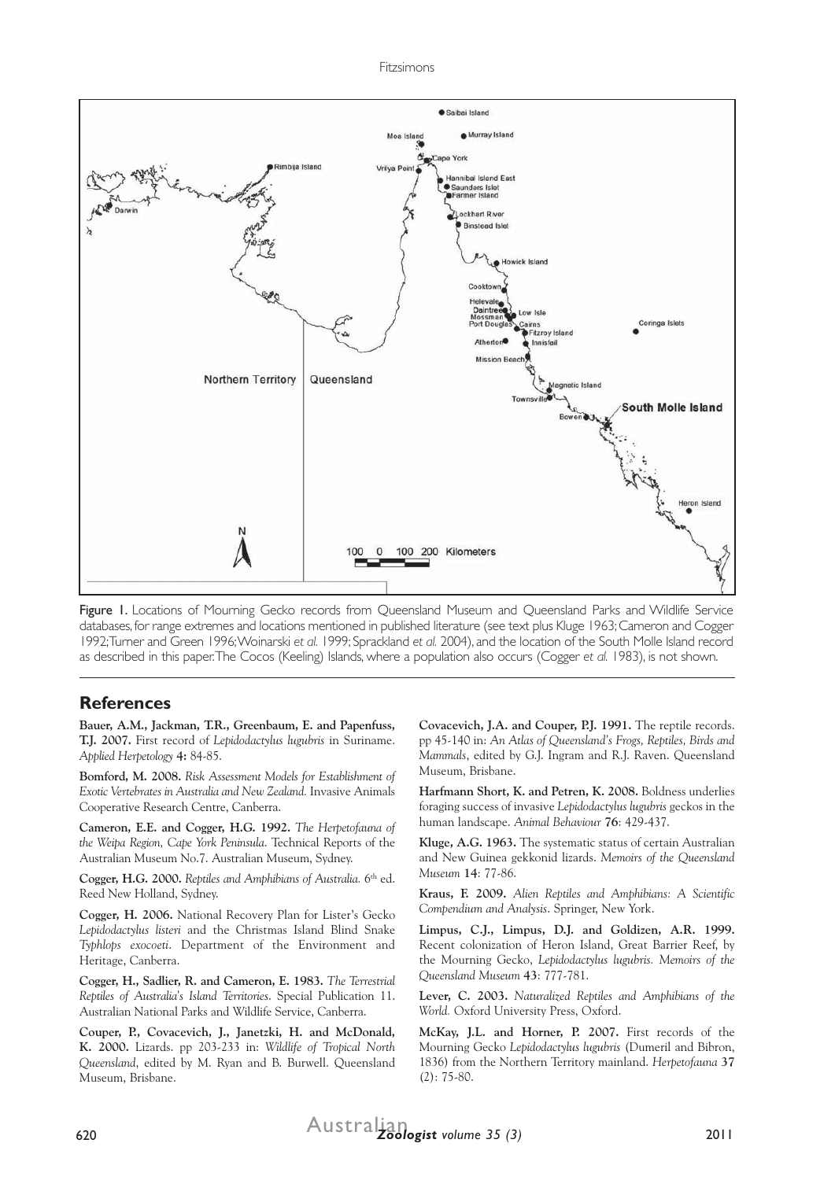Figure 1. Locations of Mourning Gecko records from Queensland Museum and Queensland Parks and Wildlife Service databases, for range extremes and locations mentioned in published literature (see text plus Kluge 1963; Cameron and Cogger 1992; Turner and Green 1996; Woinarski *et al.* 1999; Sprackland *et al.* 2004), and the location of the South Molle Island record as described in this paper. The Cocos (Keeling) Islands, where a population also occurs (Cogger *et al.* 1983), is not shown.

## References

**Bauer, A.M., Jackman, T.R., Greenbaum, E. and Papenfuss, T.J. 2007.** First record of *Lepidodactylus lugubris* in Suriname. *Applied Herpetology* **4:** 84-85.

**Bomford, M. 2008.** *Risk Assessment Models for Establishment of Exotic Vertebrates in Australia and New Zealand.* Invasive Animals Cooperative Research Centre, Canberra.

**Cameron, E.E. and Cogger, H.G. 1992.** *The Herpetofauna of the Weipa Region, Cape York Peninsula.* Technical Reports of the Australian Museum No.7. Australian Museum, Sydney.

**Cogger, H.G. 2000.** *Reptiles and Amphibians of Australia.* 6th ed. Reed New Holland, Sydney.

**Cogger, H. 2006.** National Recovery Plan for Lister's Gecko *Lepidodactylus listeri* and the Christmas Island Blind Snake *Typhlops exocoeti*. Department of the Environment and Heritage, Canberra.

**Cogger, H., Sadlier, R. and Cameron, E. 1983.** *The Terrestrial Reptiles of Australia's Island Territories.* Special Publication 11. Australian National Parks and Wildlife Service, Canberra.

**Couper, P., Covacevich, J., Janetzki, H. and McDonald, K. 2000.** Lizards. pp 203-233 in: *Wildlife of Tropical North Queensland*, edited by M. Ryan and B. Burwell. Queensland Museum, Brisbane.

**Covacevich, J.A. and Couper, P.J. 1991.** The reptile records. pp 45-140 in: *An Atlas of Queensland's Frogs, Reptiles, Birds and Mammals*, edited by G.J. Ingram and R.J. Raven. Queensland Museum, Brisbane.

**Harfmann Short, K. and Petren, K. 2008.** Boldness underlies foraging success of invasive *Lepidodactylus lugubris* geckos in the human landscape. *Animal Behaviour* **76**: 429-437.

**Kluge, A.G. 1963.** The systematic status of certain Australian and New Guinea gekkonid lizards. *Memoirs of the Queensland Museum* **14**: 77-86.

**Kraus, F. 2009.** *Alien Reptiles and Amphibians: A Scientific Compendium and Analysis*. Springer, New York.

**Limpus, C.J., Limpus, D.J. and Goldizen, A.R. 1999.** Recent colonization of Heron Island, Great Barrier Reef, by the Mourning Gecko, *Lepidodactylus lugubris. Memoirs of the Queensland Museum* **43**: 777-781.

**Lever, C. 2003.** *Naturalized Reptiles and Amphibians of the World.* Oxford University Press, Oxford.

**McKay, J.L. and Horner, P. 2007.** First records of the Mourning Gecko *Lepidodactylus lugubris* (Dumeril and Bibron, 1836) from the Northern Territory mainland. *Herpetofauna* **37** (2): 75-80.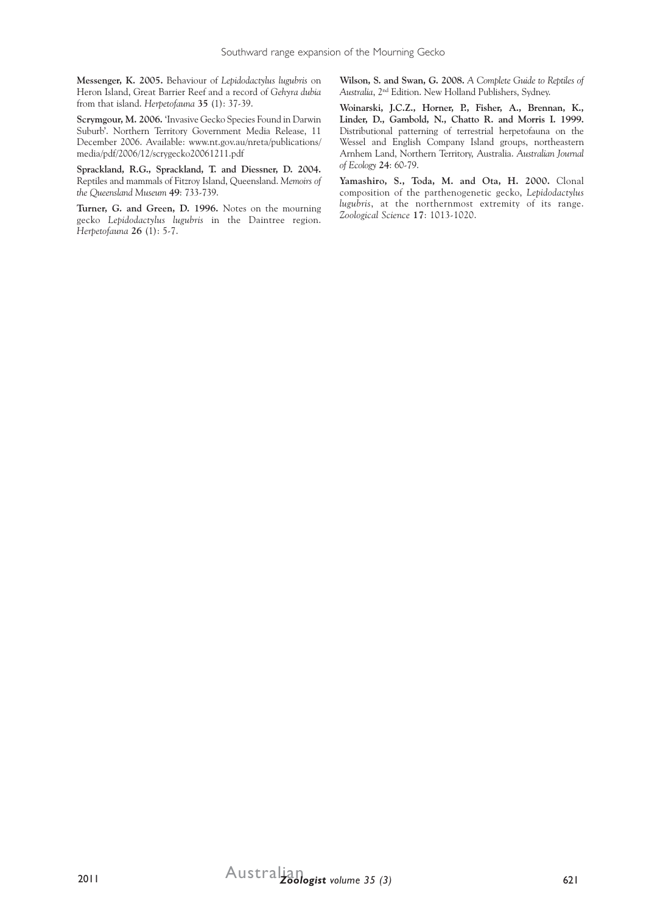**Messenger, K. 2005.** Behaviour of *Lepidodactylus lugubris* on Heron Island, Great Barrier Reef and a record of *Gehyra dubia* from that island. *Herpetofauna* **35** (1): 37-39.

**Scrymgour, M. 2006.** 'Invasive Gecko Species Found in Darwin Suburb'. Northern Territory Government Media Release, 11 December 2006. Available: www.nt.gov.au/nreta/publications/media/pdf/2006/12/scrygecko20061211.pdf

**Sprackland, R.G., Sprackland, T. and Diessner, D. 2004.** Reptiles and mammals of Fitzroy Island, Queensland. *Memoirs of the Queensland Museum* **49**: 733-739.

**Turner, G. and Green, D. 1996.** Notes on the mourning gecko *Lepidodactylus lugubris* in the Daintree region. *Herpetofauna* **26** (1): 5-7.

**Wilson, S. and Swan, G. 2008.** *A Complete Guide to Reptiles of Australia*, 2nd Edition. New Holland Publishers, Sydney.

**Woinarski, J.C.Z., Horner, P., Fisher, A., Brennan, K., Linder, D., Gambold, N., Chatto R. and Morris I. 1999.** Distributional patterning of terrestrial herpetofauna on the Wessel and English Company Island groups, northeastern Arnhem Land, Northern Territory, Australia. *Australian Journal of Ecology* **24**: 60-79.

**Yamashiro, S., Toda, M. and Ota, H. 2000.** Clonal composition of the parthenogenetic gecko, *Lepidodactylus lugubris*, at the northernmost extremity of its range. *Zoological Science* **17**: 1013-1020.